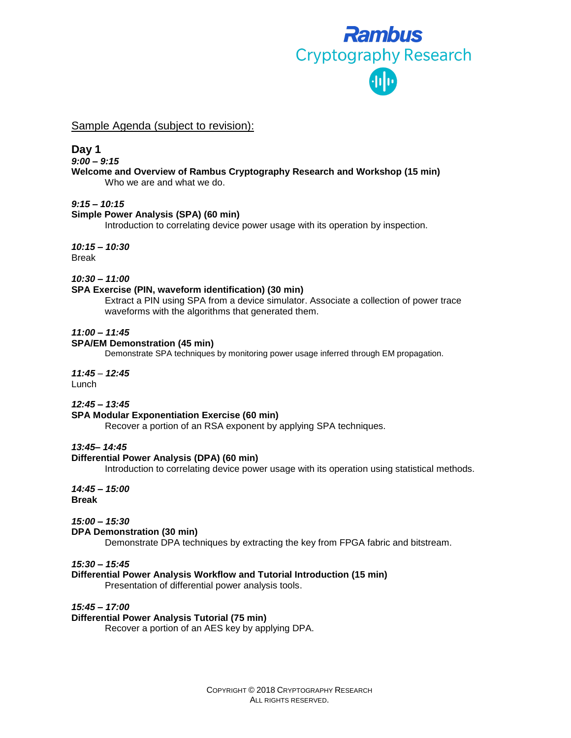Rambus
Cryptography Research

Sample Agenda (subject to revision):

## Day 1

***9:00 – 9:15***
**Welcome and Overview of Rambus Cryptography Research and Workshop (15 min)**
Who we are and what we do.

***9:15 – 10:15***
**Simple Power Analysis (SPA) (60 min)**
Introduction to correlating device power usage with its operation by inspection.

***10:15 – 10:30***
Break

***10:30 – 11:00***
**SPA Exercise (PIN, waveform identification) (30 min)**
Extract a PIN using SPA from a device simulator. Associate a collection of power trace waveforms with the algorithms that generated them.

***11:00 – 11:45***
**SPA/EM Demonstration (45 min)**
Demonstrate SPA techniques by monitoring power usage inferred through EM propagation.

***11:45 – 12:45***
Lunch

***12:45 – 13:45***
**SPA Modular Exponentiation Exercise (60 min)**
Recover a portion of an RSA exponent by applying SPA techniques.

***13:45– 14:45***
**Differential Power Analysis (DPA) (60 min)**
Introduction to correlating device power usage with its operation using statistical methods.

***14:45 – 15:00***
**Break**

***15:00 – 15:30***
**DPA Demonstration (30 min)**
Demonstrate DPA techniques by extracting the key from FPGA fabric and bitstream.

***15:30 – 15:45***
**Differential Power Analysis Workflow and Tutorial Introduction (15 min)**
Presentation of differential power analysis tools.

***15:45 – 17:00***
**Differential Power Analysis Tutorial (75 min)**
Recover a portion of an AES key by applying DPA.

COPYRIGHT © 2018 CRYPTOGRAPHY RESEARCH
ALL RIGHTS RESERVED.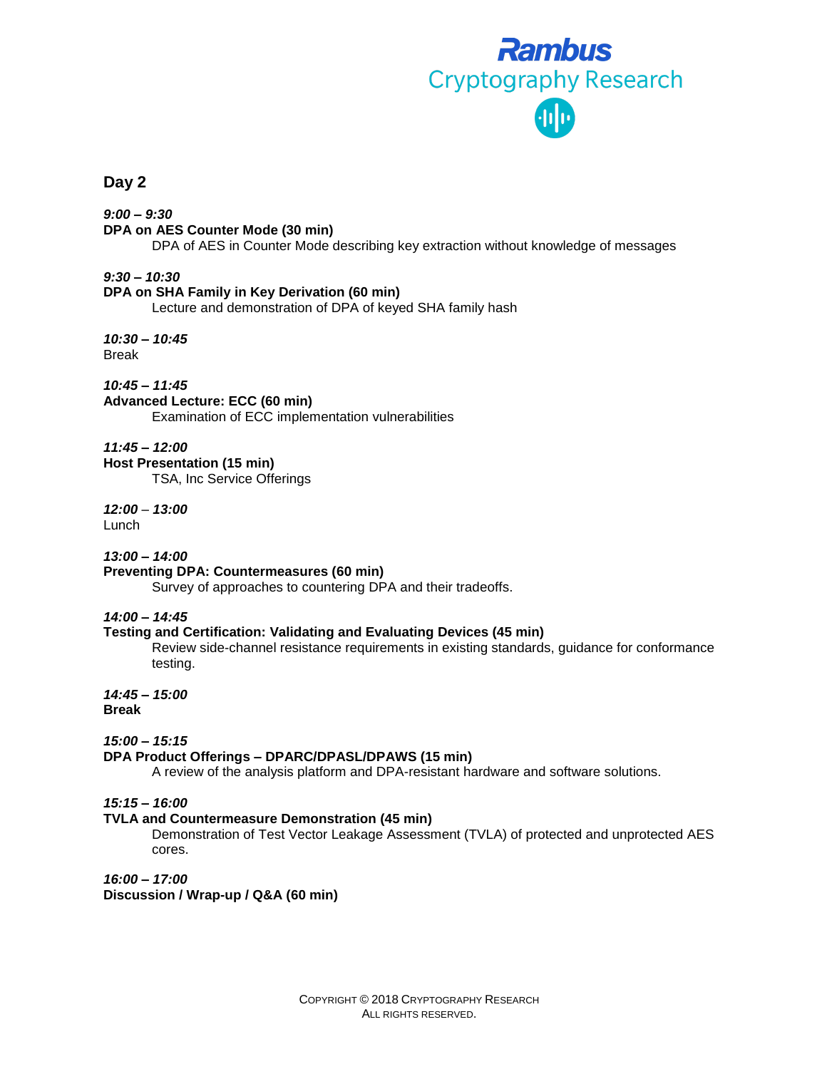## Day 2

***9:00 – 9:30***
**DPA on AES Counter Mode (30 min)**
DPA of AES in Counter Mode describing key extraction without knowledge of messages

***9:30 – 10:30***
**DPA on SHA Family in Key Derivation (60 min)**
Lecture and demonstration of DPA of keyed SHA family hash

***10:30 – 10:45***
Break

***10:45 – 11:45***
**Advanced Lecture: ECC (60 min)**
Examination of ECC implementation vulnerabilities

***11:45 – 12:00***
**Host Presentation (15 min)**
TSA, Inc Service Offerings

***12:00 – 13:00***
Lunch

***13:00 – 14:00***
**Preventing DPA: Countermeasures (60 min)**
Survey of approaches to countering DPA and their tradeoffs.

***14:00 – 14:45***
**Testing and Certification: Validating and Evaluating Devices (45 min)**
Review side-channel resistance requirements in existing standards, guidance for conformance testing.

***14:45 – 15:00***
**Break**

***15:00 – 15:15***
**DPA Product Offerings – DPARC/DPASL/DPAWS (15 min)**
A review of the analysis platform and DPA-resistant hardware and software solutions.

***15:15 – 16:00***
**TVLA and Countermeasure Demonstration (45 min)**
Demonstration of Test Vector Leakage Assessment (TVLA) of protected and unprotected AES cores.

***16:00 – 17:00***
**Discussion / Wrap-up / Q&A (60 min)**

COPYRIGHT © 2018 CRYPTOGRAPHY RESEARCH
ALL RIGHTS RESERVED.